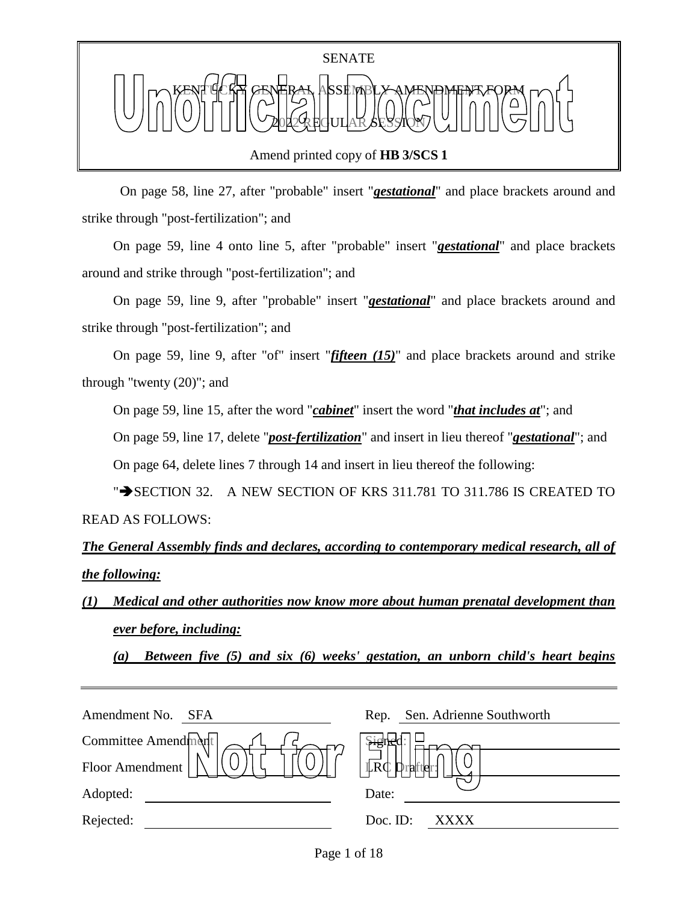SENATE

KENTUCKY GENERAL ASSEMBLY AMENDMENT FORM

2022 REGULAR SESSION

Amend printed copy of **HB 3/SCS 1**

On page 58, line 27, after "probable" insert "***gestational***" and place brackets around and strike through "post-fertilization"; and

On page 59, line 4 onto line 5, after "probable" insert "***gestational***" and place brackets around and strike through "post-fertilization"; and

On page 59, line 9, after "probable" insert "***gestational***" and place brackets around and strike through "post-fertilization"; and

On page 59, line 9, after "of" insert "***fifteen (15)***" and place brackets around and strike through "twenty (20)"; and

On page 59, line 15, after the word "***cabinet***" insert the word "***that includes at***"; and

On page 59, line 17, delete "***post-fertilization***" and insert in lieu thereof "***gestational***"; and

On page 64, delete lines 7 through 14 and insert in lieu thereof the following:

"➔SECTION 32. A NEW SECTION OF KRS 311.781 TO 311.786 IS CREATED TO READ AS FOLLOWS:

***The General Assembly finds and declares, according to contemporary medical research, all of the following:***

***(1) Medical and other authorities now know more about human prenatal development than ever before, including:***

***(a) Between five (5) and six (6) weeks' gestation, an unborn child's heart begins***

| | | | |
|---|---|---|---|
| Amendment No. | SFA | Rep. | Sen. Adrienne Southworth |
| Committee Amendment | | Signed: | |
| Floor Amendment | | LRC Drafter: | |
| Adopted: | | Date: | |
| Rejected: | | Doc. ID: | XXXX |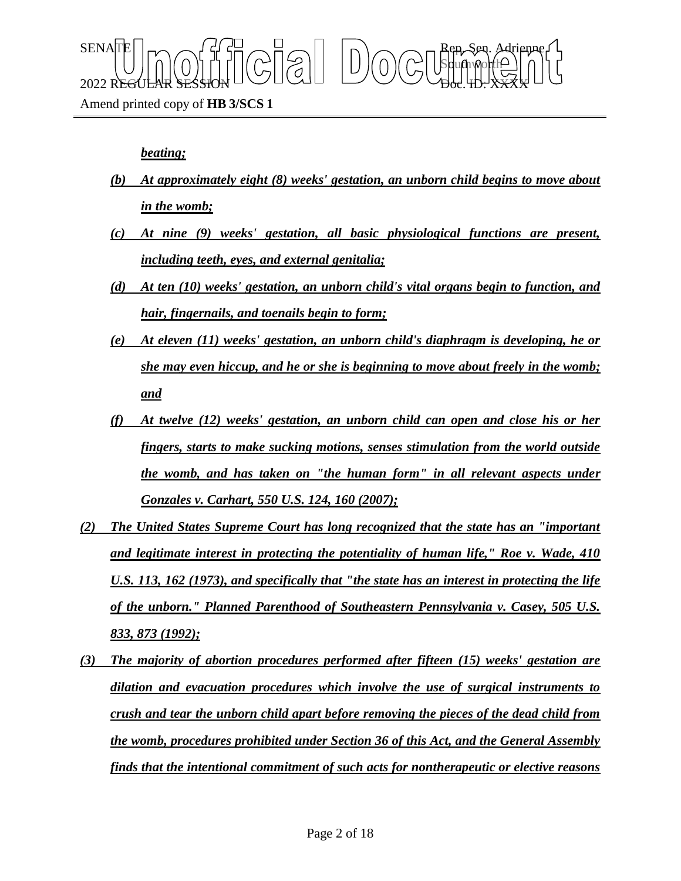***beating;***

*(b)* ***At approximately eight (8) weeks' gestation, an unborn child begins to move about in the womb;***

*(c)* ***At nine (9) weeks' gestation, all basic physiological functions are present, including teeth, eyes, and external genitalia;***

*(d)* ***At ten (10) weeks' gestation, an unborn child's vital organs begin to function, and hair, fingernails, and toenails begin to form;***

*(e)* ***At eleven (11) weeks' gestation, an unborn child's diaphragm is developing, he or she may even hiccup, and he or she is beginning to move about freely in the womb; and***

*(f)* ***At twelve (12) weeks' gestation, an unborn child can open and close his or her fingers, starts to make sucking motions, senses stimulation from the world outside the womb, and has taken on "the human form" in all relevant aspects under Gonzales v. Carhart, 550 U.S. 124, 160 (2007);***

*(2)* ***The United States Supreme Court has long recognized that the state has an "important and legitimate interest in protecting the potentiality of human life," Roe v. Wade, 410 U.S. 113, 162 (1973), and specifically that "the state has an interest in protecting the life of the unborn." Planned Parenthood of Southeastern Pennsylvania v. Casey, 505 U.S. 833, 873 (1992);***

*(3)* ***The majority of abortion procedures performed after fifteen (15) weeks' gestation are dilation and evacuation procedures which involve the use of surgical instruments to crush and tear the unborn child apart before removing the pieces of the dead child from the womb, procedures prohibited under Section 36 of this Act, and the General Assembly finds that the intentional commitment of such acts for nontherapeutic or elective reasons***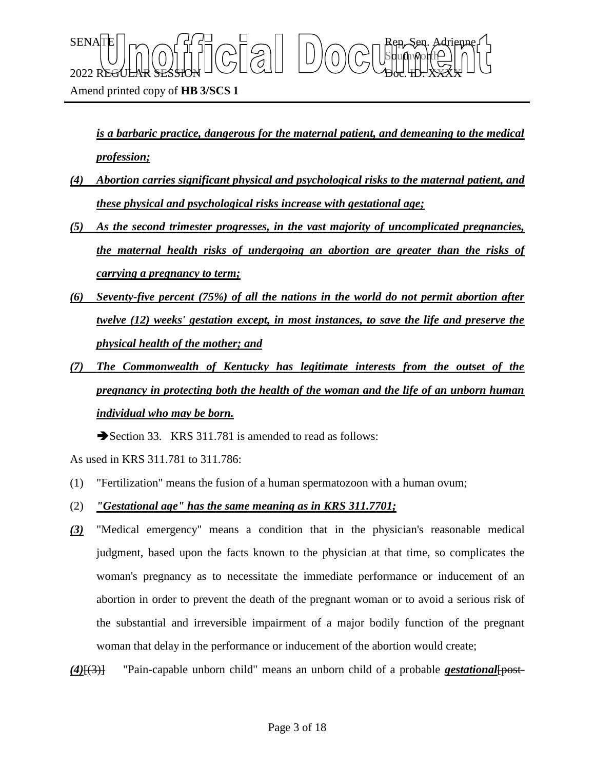***is a barbaric practice, dangerous for the maternal patient, and demeaning to the medical profession;***

***(4) Abortion carries significant physical and psychological risks to the maternal patient, and these physical and psychological risks increase with gestational age;***

***(5) As the second trimester progresses, in the vast majority of uncomplicated pregnancies, the maternal health risks of undergoing an abortion are greater than the risks of carrying a pregnancy to term;***

***(6) Seventy-five percent (75%) of all the nations in the world do not permit abortion after twelve (12) weeks' gestation except, in most instances, to save the life and preserve the physical health of the mother; and***

***(7) The Commonwealth of Kentucky has legitimate interests from the outset of the pregnancy in protecting both the health of the woman and the life of an unborn human individual who may be born.***

➔Section 33. KRS 311.781 is amended to read as follows:

As used in KRS 311.781 to 311.786:

(1) "Fertilization" means the fusion of a human spermatozoon with a human ovum;

(2) ***"Gestational age" has the same meaning as in KRS 311.7701;***

***(3)*** "Medical emergency" means a condition that in the physician's reasonable medical judgment, based upon the facts known to the physician at that time, so complicates the woman's pregnancy as to necessitate the immediate performance or inducement of an abortion in order to prevent the death of the pregnant woman or to avoid a serious risk of the substantial and irreversible impairment of a major bodily function of the pregnant woman that delay in the performance or inducement of the abortion would create;

***(4)***~~[(3)]~~ "Pain-capable unborn child" means an unborn child of a probable ***gestational***~~[post-~~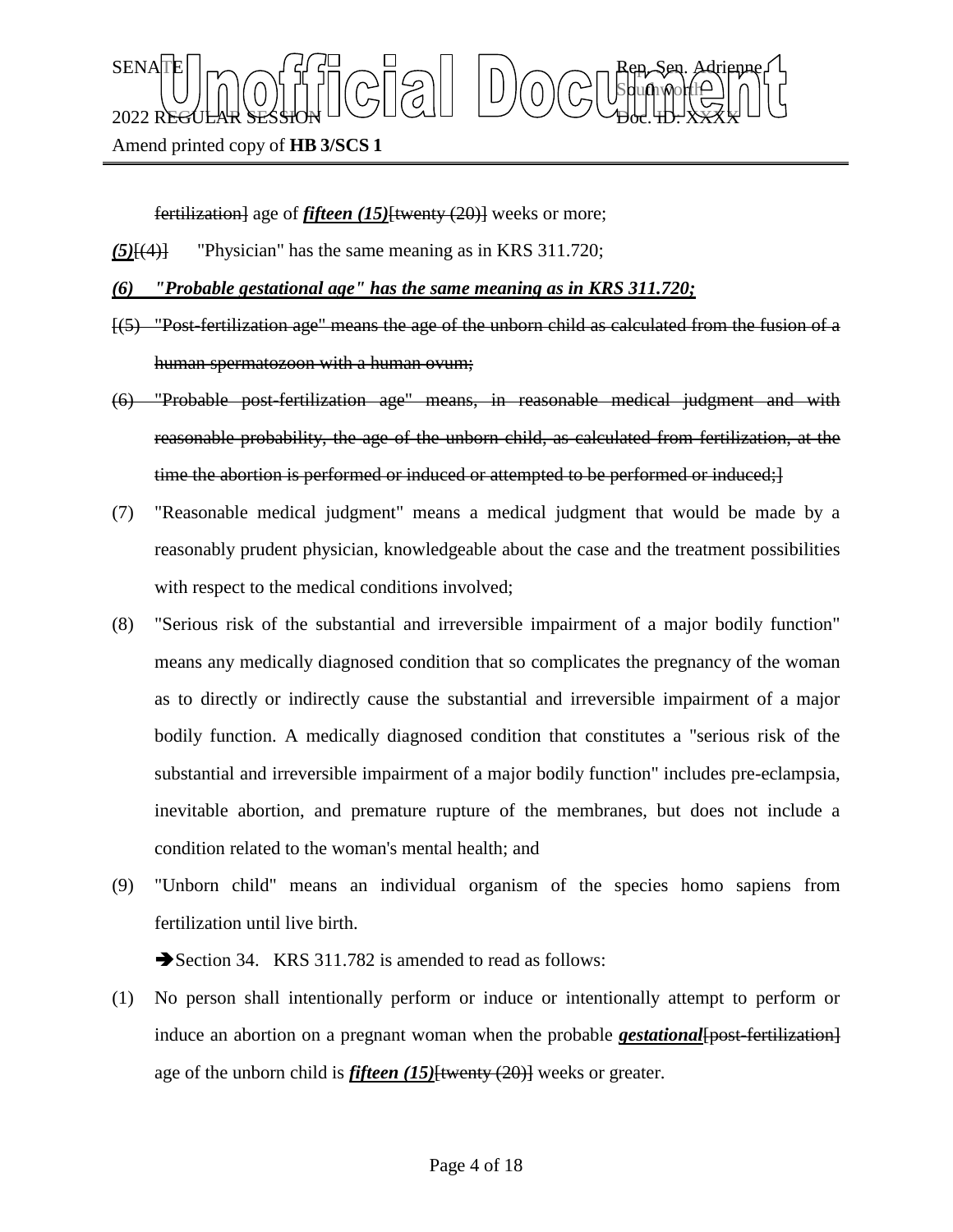fertilization] age of ***fifteen (15)***[twenty (20)] weeks or more;

***(5)***[(4)] "Physician" has the same meaning as in KRS 311.720;

***(6) "Probable gestational age" has the same meaning as in KRS 311.720;***

[(5) "Post-fertilization age" means the age of the unborn child as calculated from the fusion of a human spermatozoon with a human ovum;

(6) "Probable post-fertilization age" means, in reasonable medical judgment and with reasonable probability, the age of the unborn child, as calculated from fertilization, at the time the abortion is performed or induced or attempted to be performed or induced;]

(7) "Reasonable medical judgment" means a medical judgment that would be made by a reasonably prudent physician, knowledgeable about the case and the treatment possibilities with respect to the medical conditions involved;

(8) "Serious risk of the substantial and irreversible impairment of a major bodily function" means any medically diagnosed condition that so complicates the pregnancy of the woman as to directly or indirectly cause the substantial and irreversible impairment of a major bodily function. A medically diagnosed condition that constitutes a "serious risk of the substantial and irreversible impairment of a major bodily function" includes pre-eclampsia, inevitable abortion, and premature rupture of the membranes, but does not include a condition related to the woman's mental health; and

(9) "Unborn child" means an individual organism of the species homo sapiens from fertilization until live birth.

➔Section 34. KRS 311.782 is amended to read as follows:

(1) No person shall intentionally perform or induce or intentionally attempt to perform or induce an abortion on a pregnant woman when the probable ***gestational***[post-fertilization] age of the unborn child is ***fifteen (15)***[twenty (20)] weeks or greater.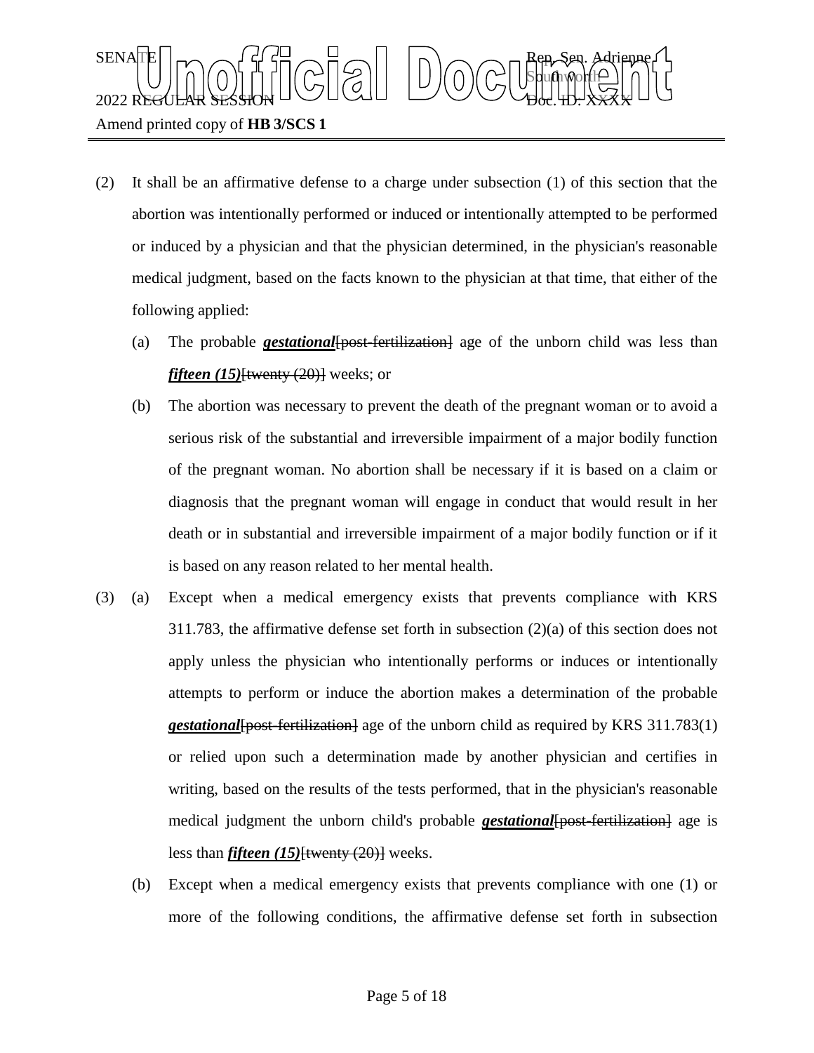(2) It shall be an affirmative defense to a charge under subsection (1) of this section that the abortion was intentionally performed or induced or intentionally attempted to be performed or induced by a physician and that the physician determined, in the physician's reasonable medical judgment, based on the facts known to the physician at that time, that either of the following applied:

(a) The probable ***gestational***[~~post-fertilization~~] age of the unborn child was less than ***fifteen (15)***[~~twenty (20)~~] weeks; or

(b) The abortion was necessary to prevent the death of the pregnant woman or to avoid a serious risk of the substantial and irreversible impairment of a major bodily function of the pregnant woman. No abortion shall be necessary if it is based on a claim or diagnosis that the pregnant woman will engage in conduct that would result in her death or in substantial and irreversible impairment of a major bodily function or if it is based on any reason related to her mental health.

(3) (a) Except when a medical emergency exists that prevents compliance with KRS 311.783, the affirmative defense set forth in subsection (2)(a) of this section does not apply unless the physician who intentionally performs or induces or intentionally attempts to perform or induce the abortion makes a determination of the probable ***gestational***[~~post-fertilization~~] age of the unborn child as required by KRS 311.783(1) or relied upon such a determination made by another physician and certifies in writing, based on the results of the tests performed, that in the physician's reasonable medical judgment the unborn child's probable ***gestational***[~~post-fertilization~~] age is less than ***fifteen (15)***[~~twenty (20)~~] weeks.

(b) Except when a medical emergency exists that prevents compliance with one (1) or more of the following conditions, the affirmative defense set forth in subsection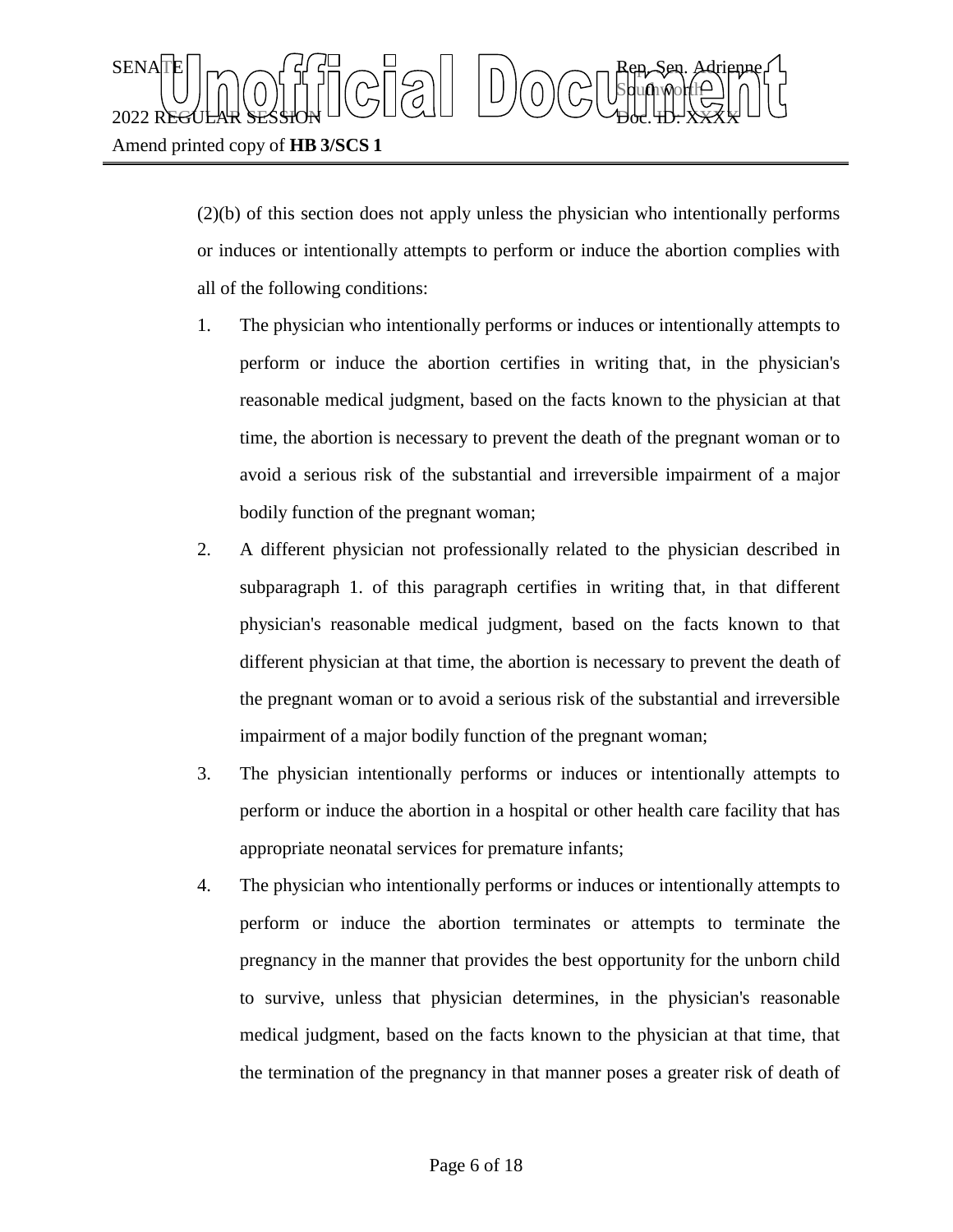(2)(b) of this section does not apply unless the physician who intentionally performs or induces or intentionally attempts to perform or induce the abortion complies with all of the following conditions:

1. The physician who intentionally performs or induces or intentionally attempts to perform or induce the abortion certifies in writing that, in the physician's reasonable medical judgment, based on the facts known to the physician at that time, the abortion is necessary to prevent the death of the pregnant woman or to avoid a serious risk of the substantial and irreversible impairment of a major bodily function of the pregnant woman;
2. A different physician not professionally related to the physician described in subparagraph 1. of this paragraph certifies in writing that, in that different physician's reasonable medical judgment, based on the facts known to that different physician at that time, the abortion is necessary to prevent the death of the pregnant woman or to avoid a serious risk of the substantial and irreversible impairment of a major bodily function of the pregnant woman;
3. The physician intentionally performs or induces or intentionally attempts to perform or induce the abortion in a hospital or other health care facility that has appropriate neonatal services for premature infants;
4. The physician who intentionally performs or induces or intentionally attempts to perform or induce the abortion terminates or attempts to terminate the pregnancy in the manner that provides the best opportunity for the unborn child to survive, unless that physician determines, in the physician's reasonable medical judgment, based on the facts known to the physician at that time, that the termination of the pregnancy in that manner poses a greater risk of death of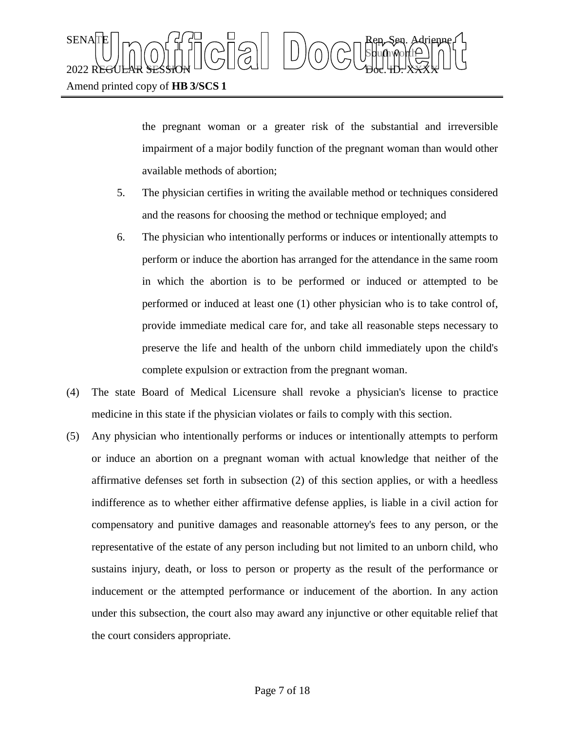the pregnant woman or a greater risk of the substantial and irreversible impairment of a major bodily function of the pregnant woman than would other available methods of abortion;

5. The physician certifies in writing the available method or techniques considered and the reasons for choosing the method or technique employed; and

6. The physician who intentionally performs or induces or intentionally attempts to perform or induce the abortion has arranged for the attendance in the same room in which the abortion is to be performed or induced or attempted to be performed or induced at least one (1) other physician who is to take control of, provide immediate medical care for, and take all reasonable steps necessary to preserve the life and health of the unborn child immediately upon the child's complete expulsion or extraction from the pregnant woman.

(4) The state Board of Medical Licensure shall revoke a physician's license to practice medicine in this state if the physician violates or fails to comply with this section.

(5) Any physician who intentionally performs or induces or intentionally attempts to perform or induce an abortion on a pregnant woman with actual knowledge that neither of the affirmative defenses set forth in subsection (2) of this section applies, or with a heedless indifference as to whether either affirmative defense applies, is liable in a civil action for compensatory and punitive damages and reasonable attorney's fees to any person, or the representative of the estate of any person including but not limited to an unborn child, who sustains injury, death, or loss to person or property as the result of the performance or inducement or the attempted performance or inducement of the abortion. In any action under this subsection, the court also may award any injunctive or other equitable relief that the court considers appropriate.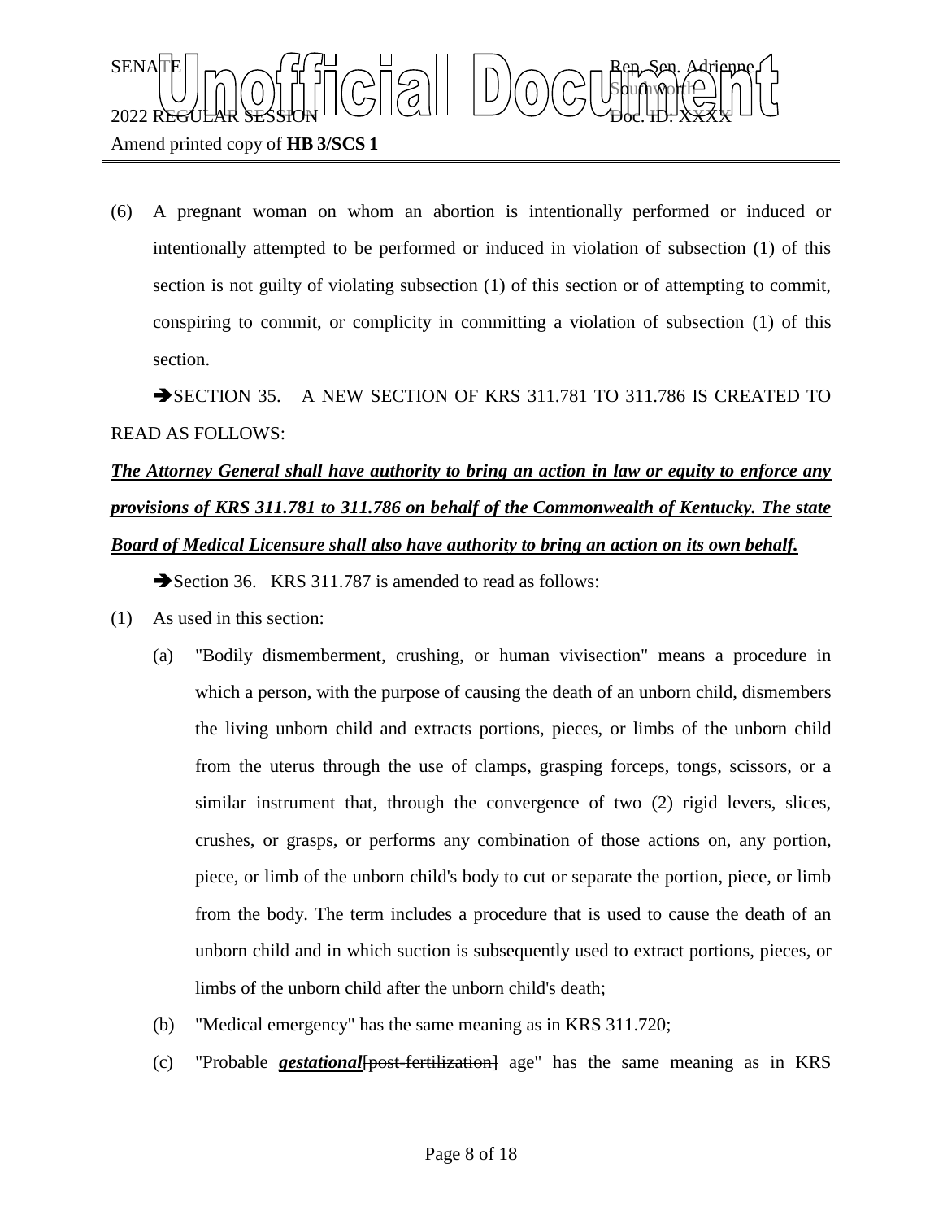(6) A pregnant woman on whom an abortion is intentionally performed or induced or intentionally attempted to be performed or induced in violation of subsection (1) of this section is not guilty of violating subsection (1) of this section or of attempting to commit, conspiring to commit, or complicity in committing a violation of subsection (1) of this section.

➔SECTION 35. A NEW SECTION OF KRS 311.781 TO 311.786 IS CREATED TO READ AS FOLLOWS:

***The Attorney General shall have authority to bring an action in law or equity to enforce any provisions of KRS 311.781 to 311.786 on behalf of the Commonwealth of Kentucky. The state Board of Medical Licensure shall also have authority to bring an action on its own behalf.***

➔Section 36. KRS 311.787 is amended to read as follows:

(1) As used in this section:

(a) "Bodily dismemberment, crushing, or human vivisection" means a procedure in which a person, with the purpose of causing the death of an unborn child, dismembers the living unborn child and extracts portions, pieces, or limbs of the unborn child from the uterus through the use of clamps, grasping forceps, tongs, scissors, or a similar instrument that, through the convergence of two (2) rigid levers, slices, crushes, or grasps, or performs any combination of those actions on, any portion, piece, or limb of the unborn child's body to cut or separate the portion, piece, or limb from the body. The term includes a procedure that is used to cause the death of an unborn child and in which suction is subsequently used to extract portions, pieces, or limbs of the unborn child after the unborn child's death;

(b) "Medical emergency" has the same meaning as in KRS 311.720;

(c) "Probable ***gestational***~~[post-fertilization]~~ age" has the same meaning as in KRS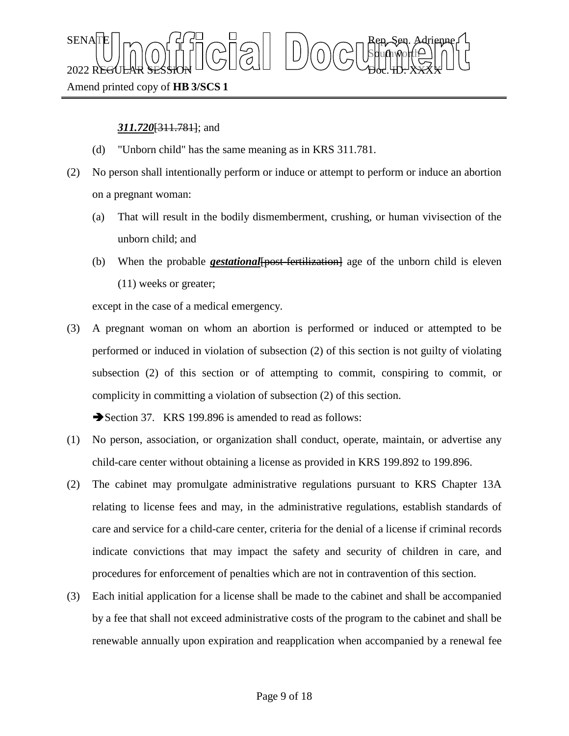***311.720***[311.781]; and

(d) "Unborn child" has the same meaning as in KRS 311.781.

(2) No person shall intentionally perform or induce or attempt to perform or induce an abortion on a pregnant woman:

(a) That will result in the bodily dismemberment, crushing, or human vivisection of the unborn child; and

(b) When the probable ***gestational***[post-fertilization] age of the unborn child is eleven (11) weeks or greater;

except in the case of a medical emergency.

(3) A pregnant woman on whom an abortion is performed or induced or attempted to be performed or induced in violation of subsection (2) of this section is not guilty of violating subsection (2) of this section or of attempting to commit, conspiring to commit, or complicity in committing a violation of subsection (2) of this section.

➔Section 37. KRS 199.896 is amended to read as follows:

(1) No person, association, or organization shall conduct, operate, maintain, or advertise any child-care center without obtaining a license as provided in KRS 199.892 to 199.896.

(2) The cabinet may promulgate administrative regulations pursuant to KRS Chapter 13A relating to license fees and may, in the administrative regulations, establish standards of care and service for a child-care center, criteria for the denial of a license if criminal records indicate convictions that may impact the safety and security of children in care, and procedures for enforcement of penalties which are not in contravention of this section.

(3) Each initial application for a license shall be made to the cabinet and shall be accompanied by a fee that shall not exceed administrative costs of the program to the cabinet and shall be renewable annually upon expiration and reapplication when accompanied by a renewal fee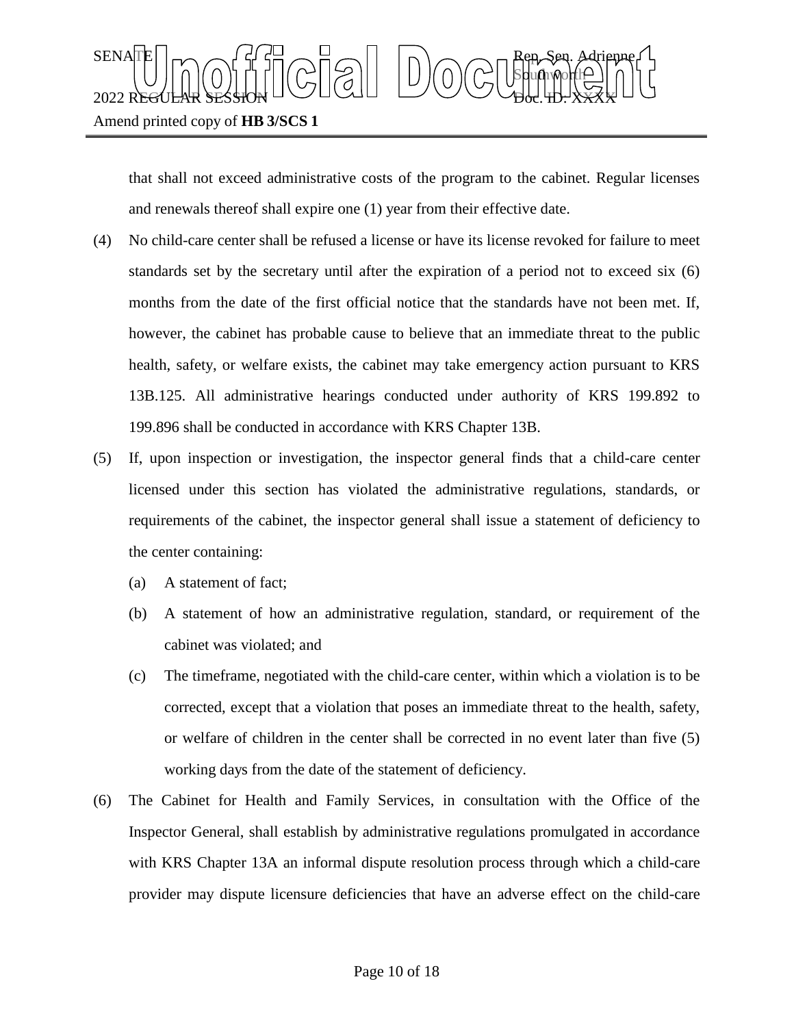that shall not exceed administrative costs of the program to the cabinet. Regular licenses and renewals thereof shall expire one (1) year from their effective date.

(4) No child-care center shall be refused a license or have its license revoked for failure to meet standards set by the secretary until after the expiration of a period not to exceed six (6) months from the date of the first official notice that the standards have not been met. If, however, the cabinet has probable cause to believe that an immediate threat to the public health, safety, or welfare exists, the cabinet may take emergency action pursuant to KRS 13B.125. All administrative hearings conducted under authority of KRS 199.892 to 199.896 shall be conducted in accordance with KRS Chapter 13B.

(5) If, upon inspection or investigation, the inspector general finds that a child-care center licensed under this section has violated the administrative regulations, standards, or requirements of the cabinet, the inspector general shall issue a statement of deficiency to the center containing:

(a) A statement of fact;

(b) A statement of how an administrative regulation, standard, or requirement of the cabinet was violated; and

(c) The timeframe, negotiated with the child-care center, within which a violation is to be corrected, except that a violation that poses an immediate threat to the health, safety, or welfare of children in the center shall be corrected in no event later than five (5) working days from the date of the statement of deficiency.

(6) The Cabinet for Health and Family Services, in consultation with the Office of the Inspector General, shall establish by administrative regulations promulgated in accordance with KRS Chapter 13A an informal dispute resolution process through which a child-care provider may dispute licensure deficiencies that have an adverse effect on the child-care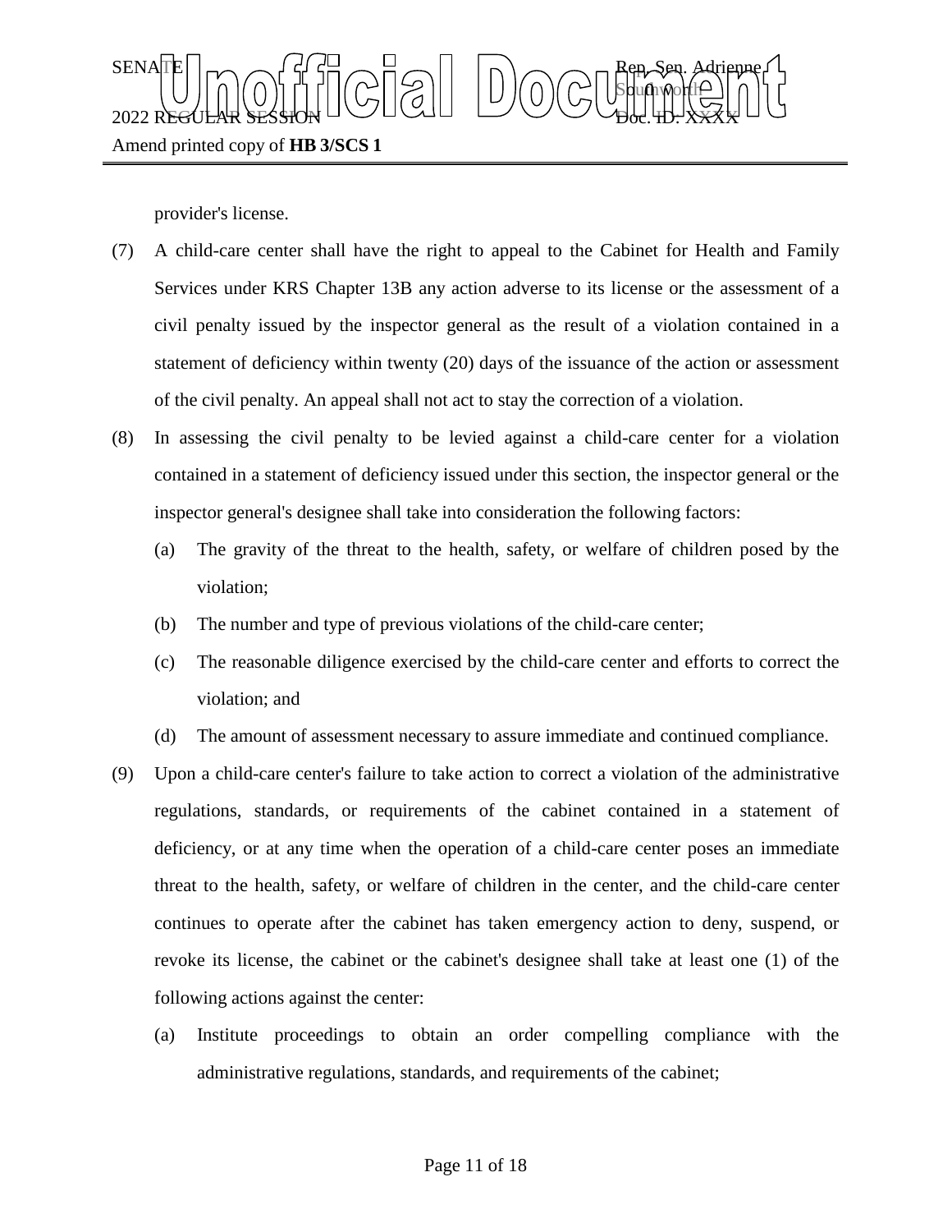provider's license.

(7) A child-care center shall have the right to appeal to the Cabinet for Health and Family Services under KRS Chapter 13B any action adverse to its license or the assessment of a civil penalty issued by the inspector general as the result of a violation contained in a statement of deficiency within twenty (20) days of the issuance of the action or assessment of the civil penalty. An appeal shall not act to stay the correction of a violation.

(8) In assessing the civil penalty to be levied against a child-care center for a violation contained in a statement of deficiency issued under this section, the inspector general or the inspector general's designee shall take into consideration the following factors:

   (a) The gravity of the threat to the health, safety, or welfare of children posed by the violation;

   (b) The number and type of previous violations of the child-care center;

   (c) The reasonable diligence exercised by the child-care center and efforts to correct the violation; and

   (d) The amount of assessment necessary to assure immediate and continued compliance.

(9) Upon a child-care center's failure to take action to correct a violation of the administrative regulations, standards, or requirements of the cabinet contained in a statement of deficiency, or at any time when the operation of a child-care center poses an immediate threat to the health, safety, or welfare of children in the center, and the child-care center continues to operate after the cabinet has taken emergency action to deny, suspend, or revoke its license, the cabinet or the cabinet's designee shall take at least one (1) of the following actions against the center:

   (a) Institute proceedings to obtain an order compelling compliance with the administrative regulations, standards, and requirements of the cabinet;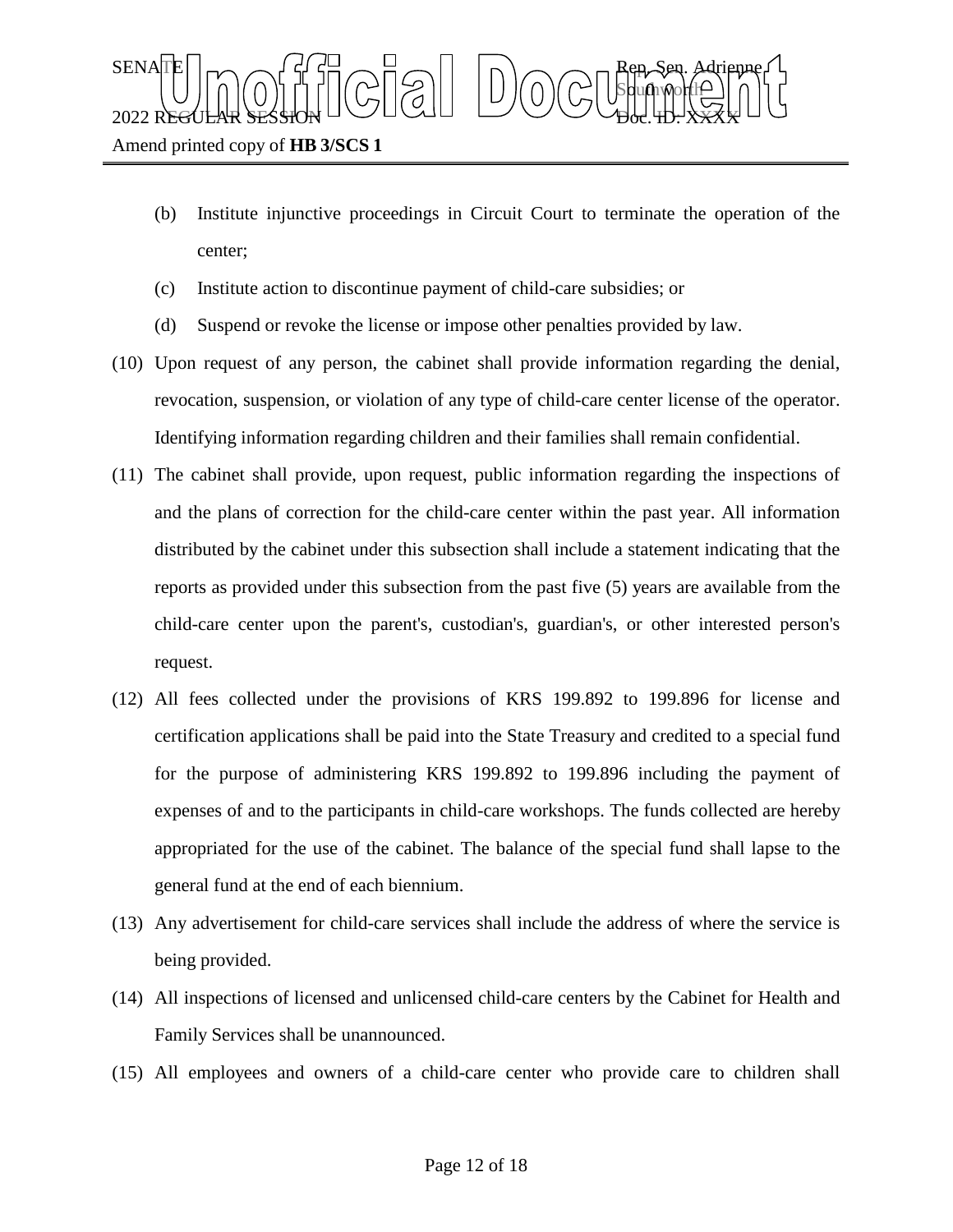(b) Institute injunctive proceedings in Circuit Court to terminate the operation of the center;

(c) Institute action to discontinue payment of child-care subsidies; or

(d) Suspend or revoke the license or impose other penalties provided by law.

(10) Upon request of any person, the cabinet shall provide information regarding the denial, revocation, suspension, or violation of any type of child-care center license of the operator. Identifying information regarding children and their families shall remain confidential.

(11) The cabinet shall provide, upon request, public information regarding the inspections of and the plans of correction for the child-care center within the past year. All information distributed by the cabinet under this subsection shall include a statement indicating that the reports as provided under this subsection from the past five (5) years are available from the child-care center upon the parent's, custodian's, guardian's, or other interested person's request.

(12) All fees collected under the provisions of KRS 199.892 to 199.896 for license and certification applications shall be paid into the State Treasury and credited to a special fund for the purpose of administering KRS 199.892 to 199.896 including the payment of expenses of and to the participants in child-care workshops. The funds collected are hereby appropriated for the use of the cabinet. The balance of the special fund shall lapse to the general fund at the end of each biennium.

(13) Any advertisement for child-care services shall include the address of where the service is being provided.

(14) All inspections of licensed and unlicensed child-care centers by the Cabinet for Health and Family Services shall be unannounced.

(15) All employees and owners of a child-care center who provide care to children shall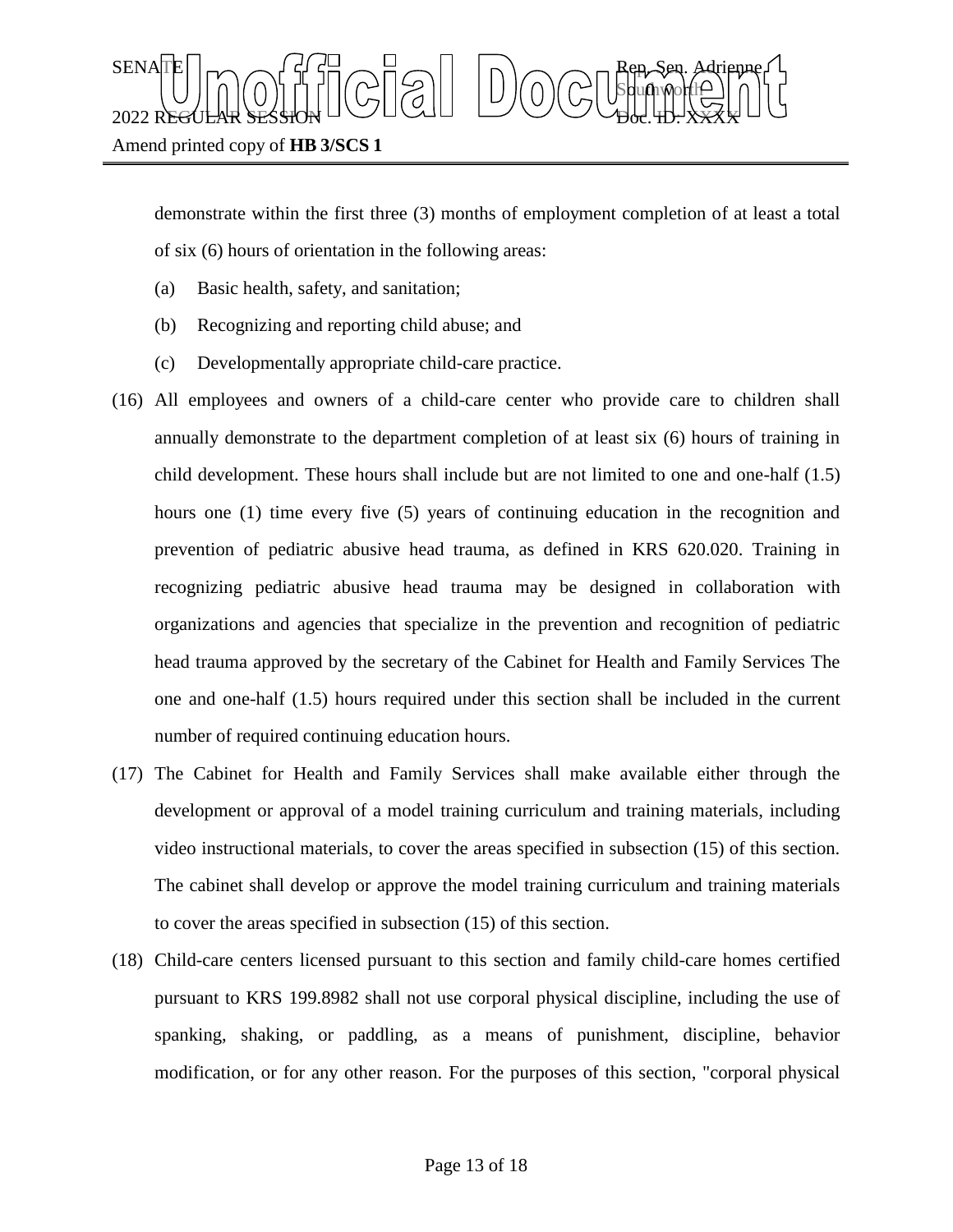demonstrate within the first three (3) months of employment completion of at least a total of six (6) hours of orientation in the following areas:

(a) Basic health, safety, and sanitation;

(b) Recognizing and reporting child abuse; and

(c) Developmentally appropriate child-care practice.

(16) All employees and owners of a child-care center who provide care to children shall annually demonstrate to the department completion of at least six (6) hours of training in child development. These hours shall include but are not limited to one and one-half (1.5) hours one (1) time every five (5) years of continuing education in the recognition and prevention of pediatric abusive head trauma, as defined in KRS 620.020. Training in recognizing pediatric abusive head trauma may be designed in collaboration with organizations and agencies that specialize in the prevention and recognition of pediatric head trauma approved by the secretary of the Cabinet for Health and Family Services The one and one-half (1.5) hours required under this section shall be included in the current number of required continuing education hours.

(17) The Cabinet for Health and Family Services shall make available either through the development or approval of a model training curriculum and training materials, including video instructional materials, to cover the areas specified in subsection (15) of this section. The cabinet shall develop or approve the model training curriculum and training materials to cover the areas specified in subsection (15) of this section.

(18) Child-care centers licensed pursuant to this section and family child-care homes certified pursuant to KRS 199.8982 shall not use corporal physical discipline, including the use of spanking, shaking, or paddling, as a means of punishment, discipline, behavior modification, or for any other reason. For the purposes of this section, "corporal physical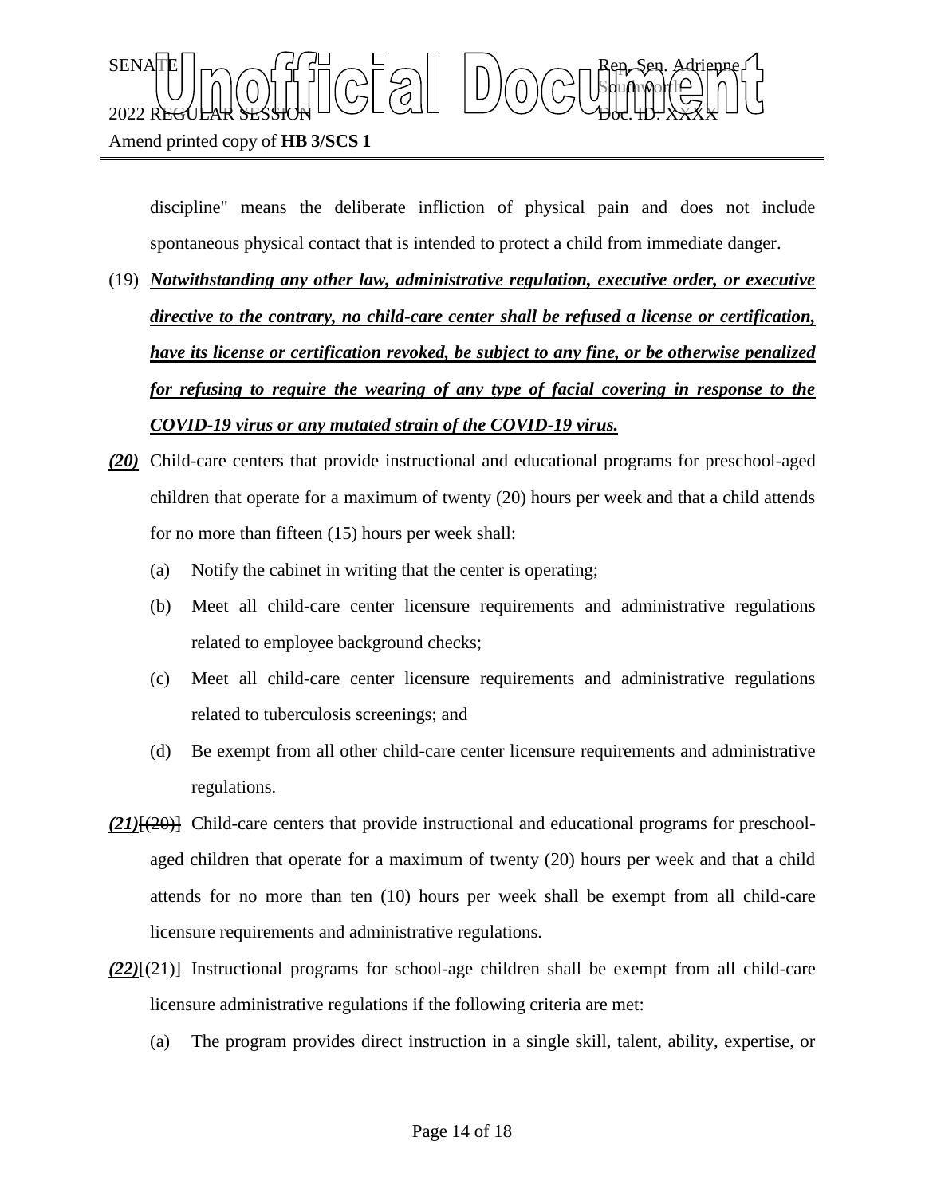discipline" means the deliberate infliction of physical pain and does not include spontaneous physical contact that is intended to protect a child from immediate danger.

(19) ***Notwithstanding any other law, administrative regulation, executive order, or executive directive to the contrary, no child-care center shall be refused a license or certification, have its license or certification revoked, be subject to any fine, or be otherwise penalized for refusing to require the wearing of any type of facial covering in response to the COVID-19 virus or any mutated strain of the COVID-19 virus.***

***(20)*** Child-care centers that provide instructional and educational programs for preschool-aged children that operate for a maximum of twenty (20) hours per week and that a child attends for no more than fifteen (15) hours per week shall:

(a) Notify the cabinet in writing that the center is operating;

(b) Meet all child-care center licensure requirements and administrative regulations related to employee background checks;

(c) Meet all child-care center licensure requirements and administrative regulations related to tuberculosis screenings; and

(d) Be exempt from all other child-care center licensure requirements and administrative regulations.

***(21)***~~[(20)]~~ Child-care centers that provide instructional and educational programs for preschool-aged children that operate for a maximum of twenty (20) hours per week and that a child attends for no more than ten (10) hours per week shall be exempt from all child-care licensure requirements and administrative regulations.

***(22)***~~[(21)]~~ Instructional programs for school-age children shall be exempt from all child-care licensure administrative regulations if the following criteria are met:

(a) The program provides direct instruction in a single skill, talent, ability, expertise, or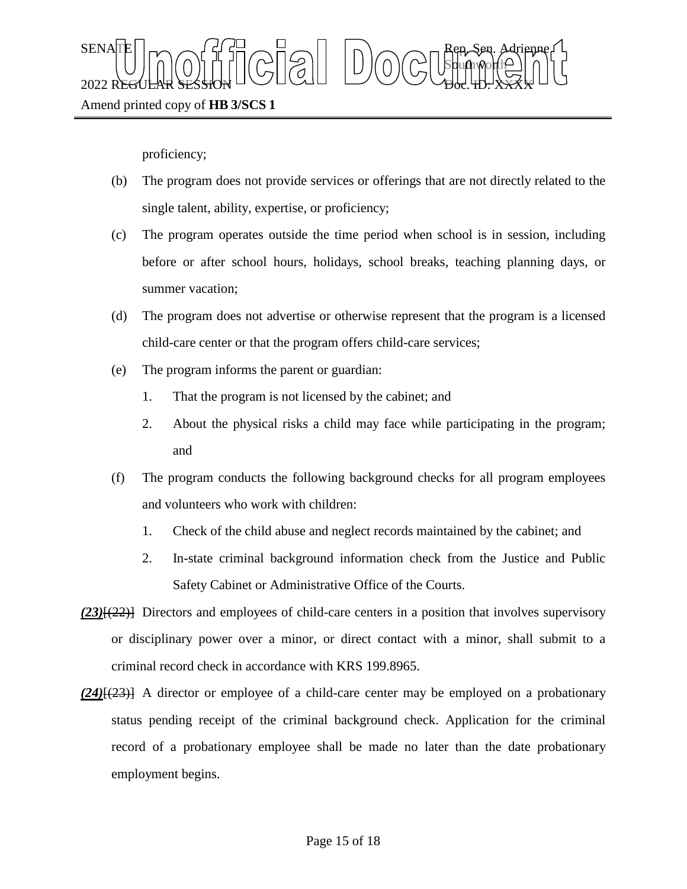proficiency;

(b) The program does not provide services or offerings that are not directly related to the single talent, ability, expertise, or proficiency;

(c) The program operates outside the time period when school is in session, including before or after school hours, holidays, school breaks, teaching planning days, or summer vacation;

(d) The program does not advertise or otherwise represent that the program is a licensed child-care center or that the program offers child-care services;

(e) The program informs the parent or guardian:

1. That the program is not licensed by the cabinet; and
2. About the physical risks a child may face while participating in the program; and

(f) The program conducts the following background checks for all program employees and volunteers who work with children:

1. Check of the child abuse and neglect records maintained by the cabinet; and
2. In-state criminal background information check from the Justice and Public Safety Cabinet or Administrative Office of the Courts.

***(23)***~~[(22)]~~ Directors and employees of child-care centers in a position that involves supervisory or disciplinary power over a minor, or direct contact with a minor, shall submit to a criminal record check in accordance with KRS 199.8965.

***(24)***~~[(23)]~~ A director or employee of a child-care center may be employed on a probationary status pending receipt of the criminal background check. Application for the criminal record of a probationary employee shall be made no later than the date probationary employment begins.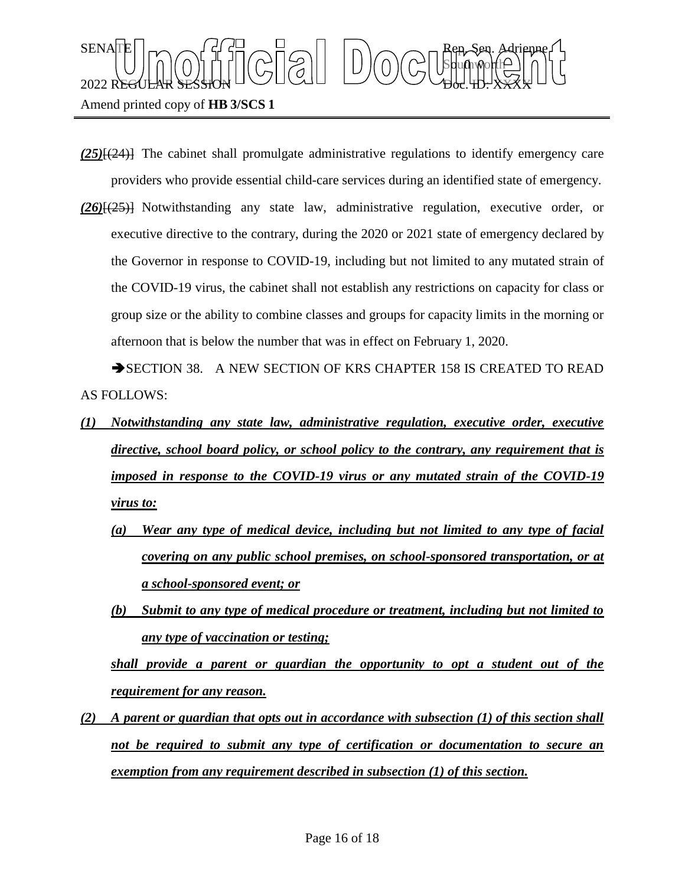SENATE
2022 REGULAR SESSION
Amend printed copy of **HB 3/SCS 1**

Rep. Sen. Adrienne Southworth
Doc. ID: XXXX

***(25)***~~[(24)]~~ The cabinet shall promulgate administrative regulations to identify emergency care providers who provide essential child-care services during an identified state of emergency.

***(26)***~~[(25)]~~ Notwithstanding any state law, administrative regulation, executive order, or executive directive to the contrary, during the 2020 or 2021 state of emergency declared by the Governor in response to COVID-19, including but not limited to any mutated strain of the COVID-19 virus, the cabinet shall not establish any restrictions on capacity for class or group size or the ability to combine classes and groups for capacity limits in the morning or afternoon that is below the number that was in effect on February 1, 2020.

➔SECTION 38. A NEW SECTION OF KRS CHAPTER 158 IS CREATED TO READ AS FOLLOWS:

***(1) Notwithstanding any state law, administrative regulation, executive order, executive directive, school board policy, or school policy to the contrary, any requirement that is imposed in response to the COVID-19 virus or any mutated strain of the COVID-19 virus to:***

***(a) Wear any type of medical device, including but not limited to any type of facial covering on any public school premises, on school-sponsored transportation, or at a school-sponsored event; or***

***(b) Submit to any type of medical procedure or treatment, including but not limited to any type of vaccination or testing;***

***shall provide a parent or guardian the opportunity to opt a student out of the requirement for any reason.***

***(2) A parent or guardian that opts out in accordance with subsection (1) of this section shall not be required to submit any type of certification or documentation to secure an exemption from any requirement described in subsection (1) of this section.***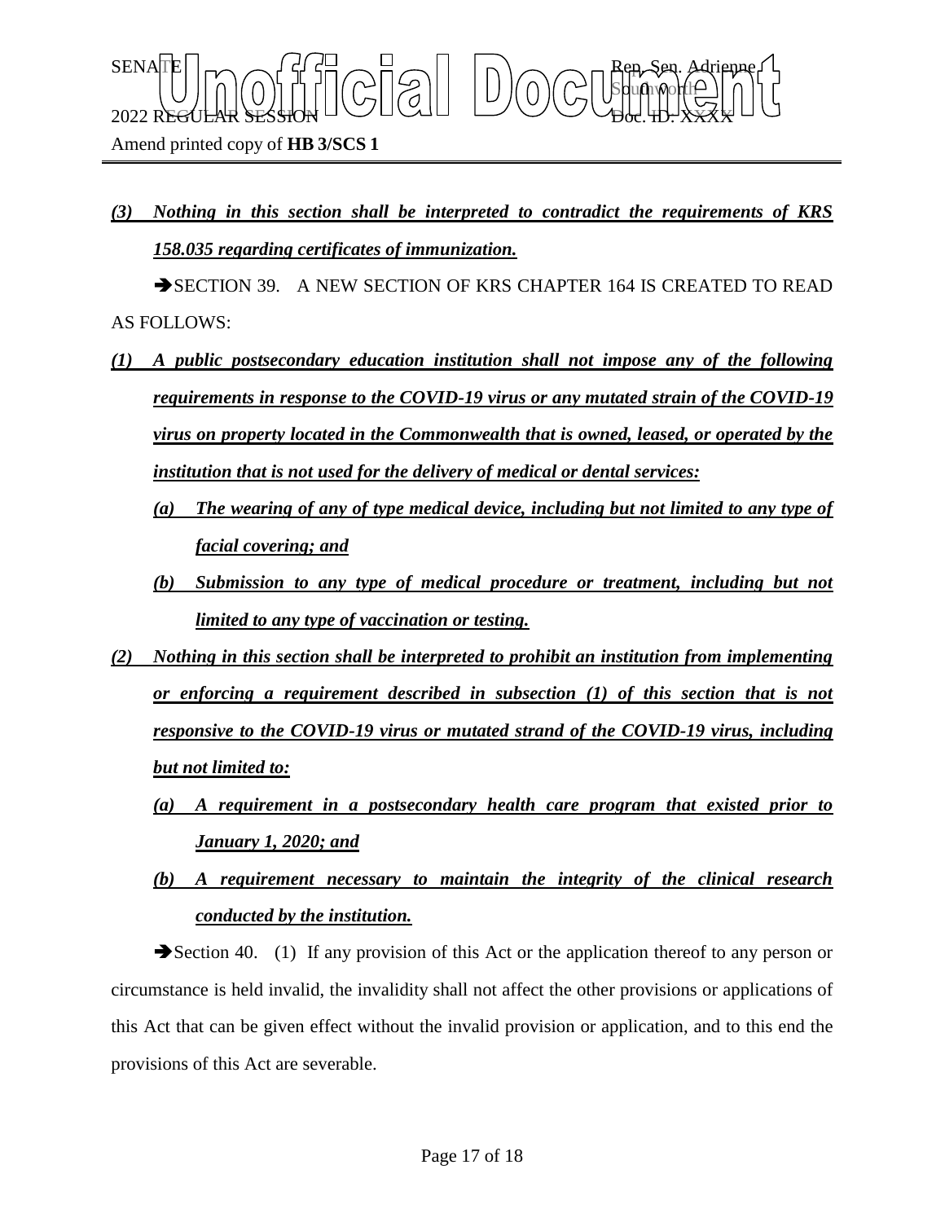*(3) Nothing in this section shall be interpreted to contradict the requirements of KRS 158.035 regarding certificates of immunization.*

➔SECTION 39. A NEW SECTION OF KRS CHAPTER 164 IS CREATED TO READ AS FOLLOWS:

*(1) A public postsecondary education institution shall not impose any of the following requirements in response to the COVID-19 virus or any mutated strain of the COVID-19 virus on property located in the Commonwealth that is owned, leased, or operated by the institution that is not used for the delivery of medical or dental services:*

*(a) The wearing of any of type medical device, including but not limited to any type of facial covering; and*

*(b) Submission to any type of medical procedure or treatment, including but not limited to any type of vaccination or testing.*

*(2) Nothing in this section shall be interpreted to prohibit an institution from implementing or enforcing a requirement described in subsection (1) of this section that is not responsive to the COVID-19 virus or mutated strand of the COVID-19 virus, including but not limited to:*

*(a) A requirement in a postsecondary health care program that existed prior to January 1, 2020; and*

*(b) A requirement necessary to maintain the integrity of the clinical research conducted by the institution.*

➔Section 40. (1) If any provision of this Act or the application thereof to any person or circumstance is held invalid, the invalidity shall not affect the other provisions or applications of this Act that can be given effect without the invalid provision or application, and to this end the provisions of this Act are severable.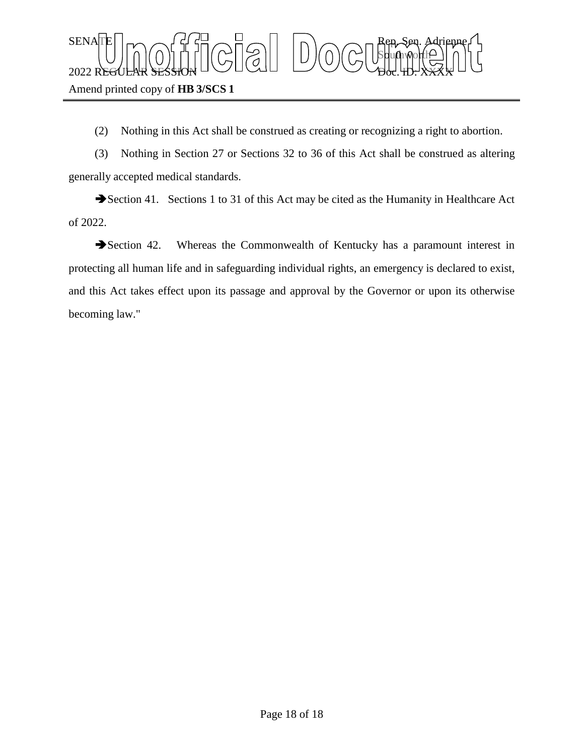(2) Nothing in this Act shall be construed as creating or recognizing a right to abortion.

(3) Nothing in Section 27 or Sections 32 to 36 of this Act shall be construed as altering generally accepted medical standards.

➔Section 41. Sections 1 to 31 of this Act may be cited as the Humanity in Healthcare Act of 2022.

➔Section 42. Whereas the Commonwealth of Kentucky has a paramount interest in protecting all human life and in safeguarding individual rights, an emergency is declared to exist, and this Act takes effect upon its passage and approval by the Governor or upon its otherwise becoming law."